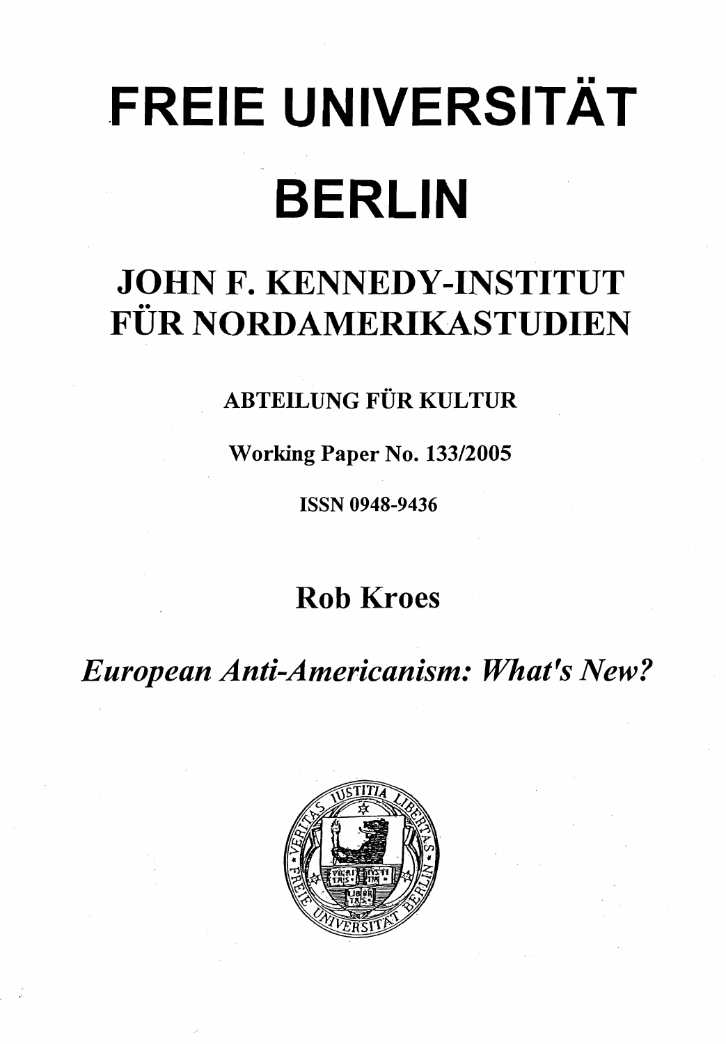# FREIE UNIVERSITÄT BERLIN

## JOHN F. KENNEDY-INSTITUT FÜR NORDAMERIKASTUDIEN

ABTEILUNG FÜR KULTUR

Working Paper No. 133/2005

ISSN 0948-9436

**Rob Kroes**

*European Anti-Americanism: What's New?*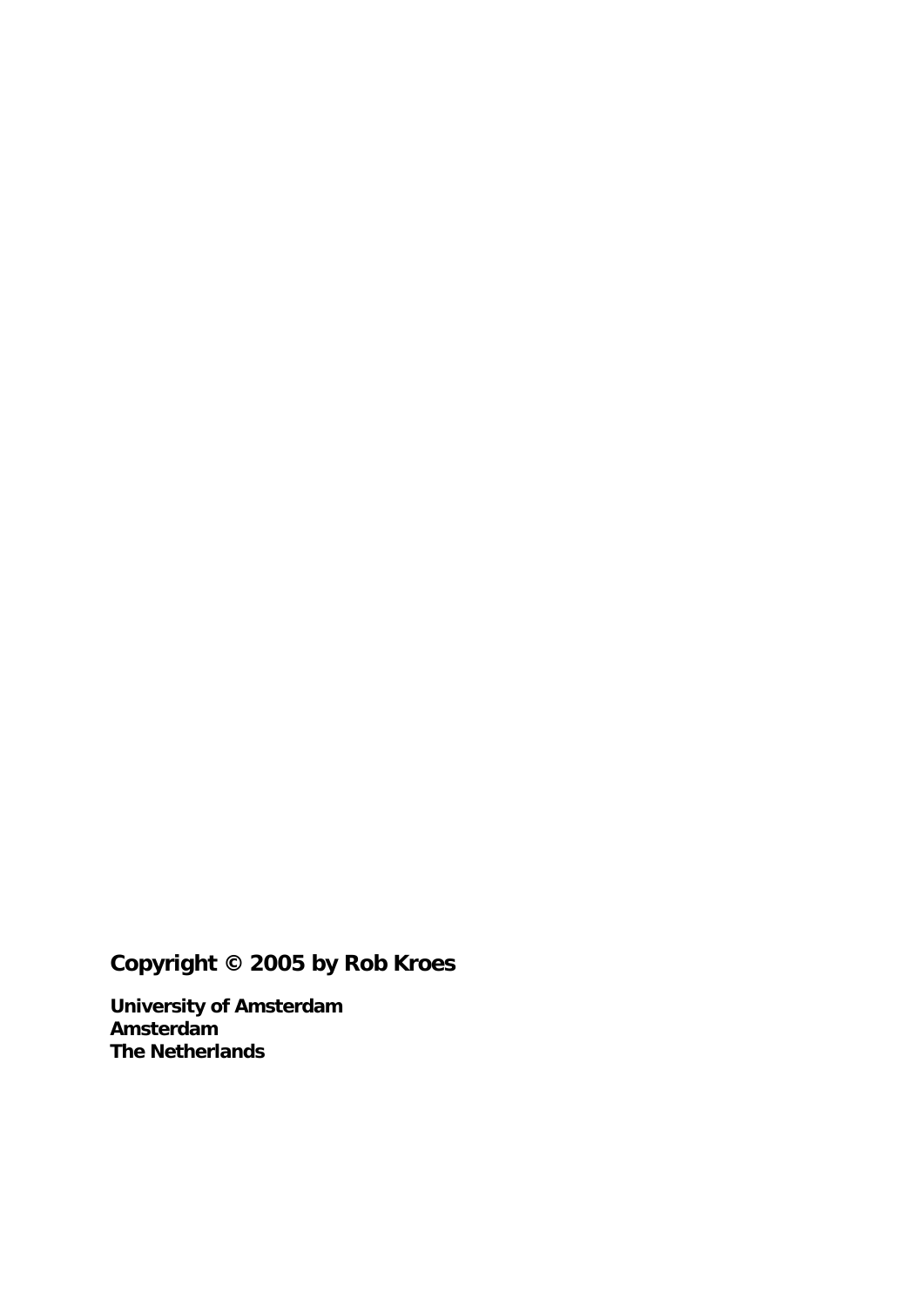**Copyright © 2005 by Rob Kroes**

**University of Amsterdam**
**Amsterdam**
**The Netherlands**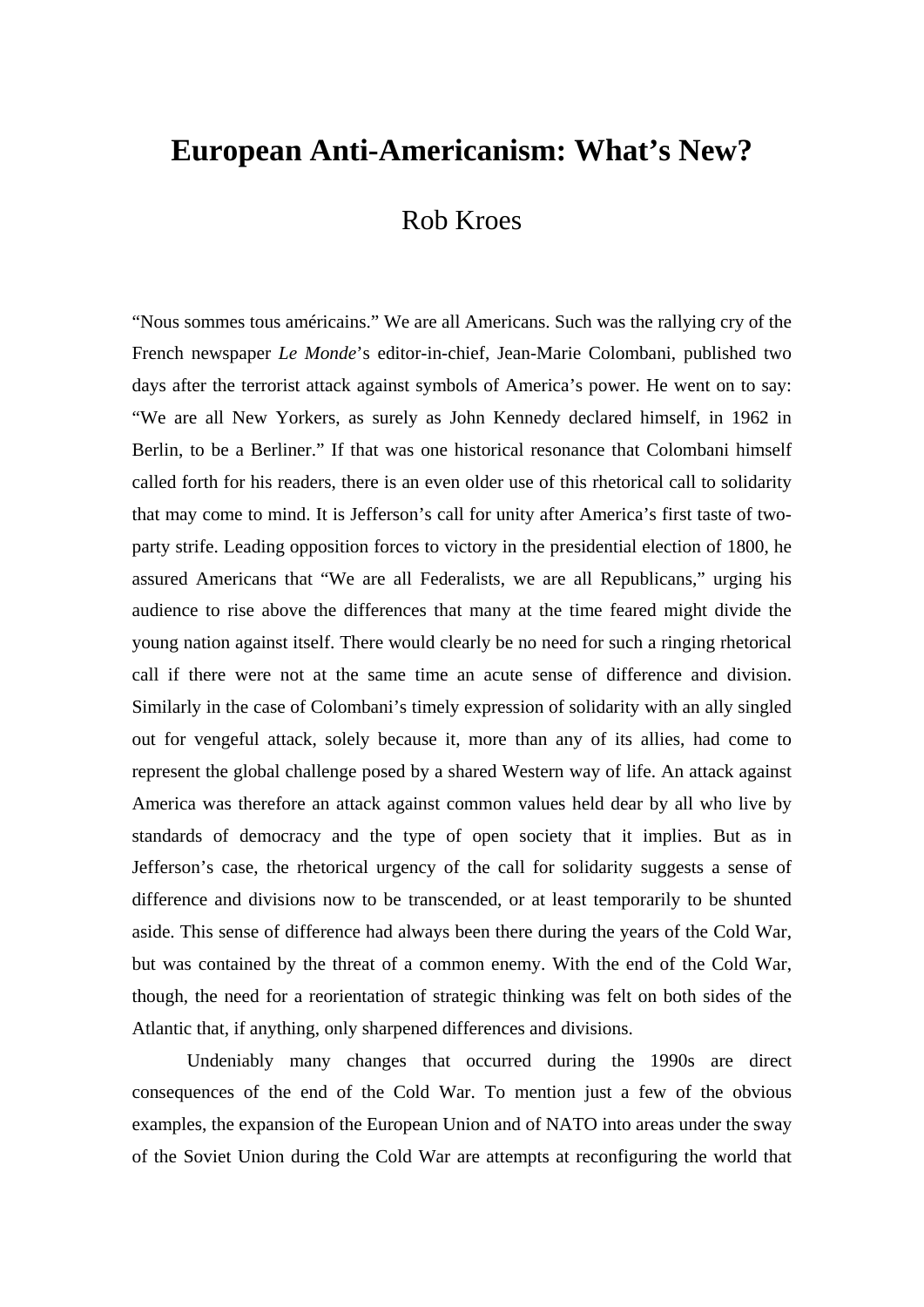# European Anti-Americanism: What's New?

Rob Kroes

"Nous sommes tous américains." We are all Americans. Such was the rallying cry of the French newspaper *Le Monde*'s editor-in-chief, Jean-Marie Colombani, published two days after the terrorist attack against symbols of America's power. He went on to say: "We are all New Yorkers, as surely as John Kennedy declared himself, in 1962 in Berlin, to be a Berliner." If that was one historical resonance that Colombani himself called forth for his readers, there is an even older use of this rhetorical call to solidarity that may come to mind. It is Jefferson's call for unity after America's first taste of two-party strife. Leading opposition forces to victory in the presidential election of 1800, he assured Americans that "We are all Federalists, we are all Republicans," urging his audience to rise above the differences that many at the time feared might divide the young nation against itself. There would clearly be no need for such a ringing rhetorical call if there were not at the same time an acute sense of difference and division. Similarly in the case of Colombani's timely expression of solidarity with an ally singled out for vengeful attack, solely because it, more than any of its allies, had come to represent the global challenge posed by a shared Western way of life. An attack against America was therefore an attack against common values held dear by all who live by standards of democracy and the type of open society that it implies. But as in Jefferson's case, the rhetorical urgency of the call for solidarity suggests a sense of difference and divisions now to be transcended, or at least temporarily to be shunted aside. This sense of difference had always been there during the years of the Cold War, but was contained by the threat of a common enemy. With the end of the Cold War, though, the need for a reorientation of strategic thinking was felt on both sides of the Atlantic that, if anything, only sharpened differences and divisions.

Undeniably many changes that occurred during the 1990s are direct consequences of the end of the Cold War. To mention just a few of the obvious examples, the expansion of the European Union and of NATO into areas under the sway of the Soviet Union during the Cold War are attempts at reconfiguring the world that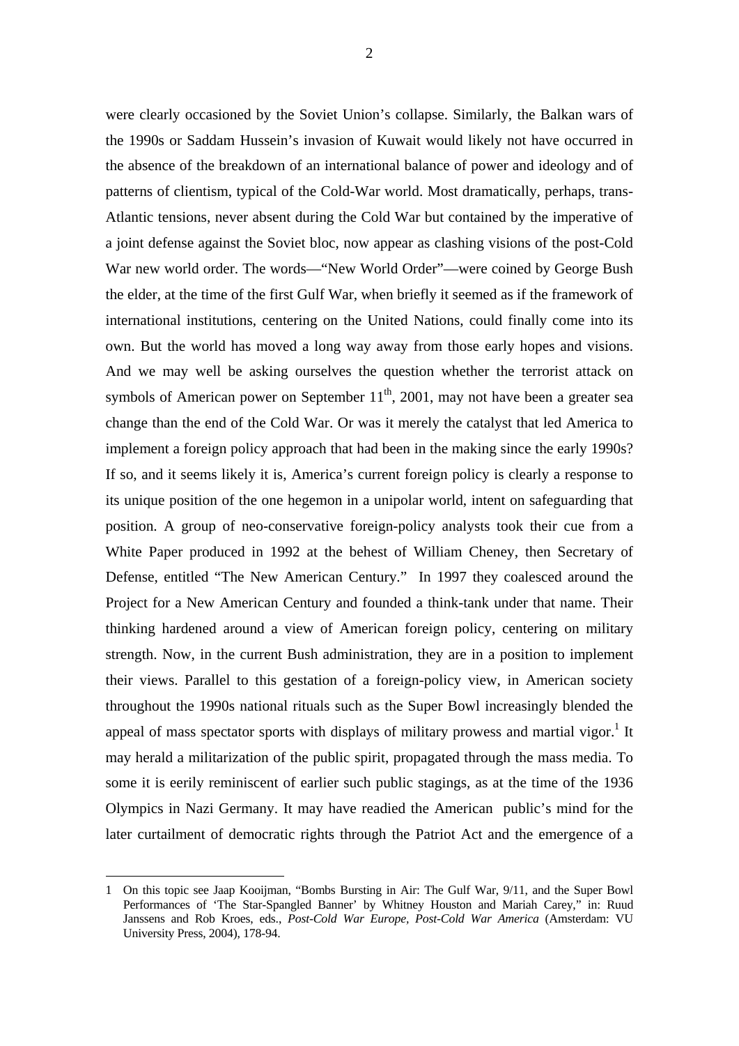were clearly occasioned by the Soviet Union's collapse. Similarly, the Balkan wars of the 1990s or Saddam Hussein's invasion of Kuwait would likely not have occurred in the absence of the breakdown of an international balance of power and ideology and of patterns of clientism, typical of the Cold-War world. Most dramatically, perhaps, trans-Atlantic tensions, never absent during the Cold War but contained by the imperative of a joint defense against the Soviet bloc, now appear as clashing visions of the post-Cold War new world order. The words—"New World Order"—were coined by George Bush the elder, at the time of the first Gulf War, when briefly it seemed as if the framework of international institutions, centering on the United Nations, could finally come into its own. But the world has moved a long way away from those early hopes and visions. And we may well be asking ourselves the question whether the terrorist attack on symbols of American power on September 11th, 2001, may not have been a greater sea change than the end of the Cold War. Or was it merely the catalyst that led America to implement a foreign policy approach that had been in the making since the early 1990s? If so, and it seems likely it is, America's current foreign policy is clearly a response to its unique position of the one hegemon in a unipolar world, intent on safeguarding that position. A group of neo-conservative foreign-policy analysts took their cue from a White Paper produced in 1992 at the behest of William Cheney, then Secretary of Defense, entitled "The New American Century." In 1997 they coalesced around the Project for a New American Century and founded a think-tank under that name. Their thinking hardened around a view of American foreign policy, centering on military strength. Now, in the current Bush administration, they are in a position to implement their views. Parallel to this gestation of a foreign-policy view, in American society throughout the 1990s national rituals such as the Super Bowl increasingly blended the appeal of mass spectator sports with displays of military prowess and martial vigor.[1] It may herald a militarization of the public spirit, propagated through the mass media. To some it is eerily reminiscent of earlier such public stagings, as at the time of the 1936 Olympics in Nazi Germany. It may have readied the American public's mind for the later curtailment of democratic rights through the Patriot Act and the emergence of a

---

1 On this topic see Jaap Kooijman, "Bombs Bursting in Air: The Gulf War, 9/11, and the Super Bowl Performances of 'The Star-Spangled Banner' by Whitney Houston and Mariah Carey," in: Ruud Janssens and Rob Kroes, eds., *Post-Cold War Europe, Post-Cold War America* (Amsterdam: VU University Press, 2004), 178-94.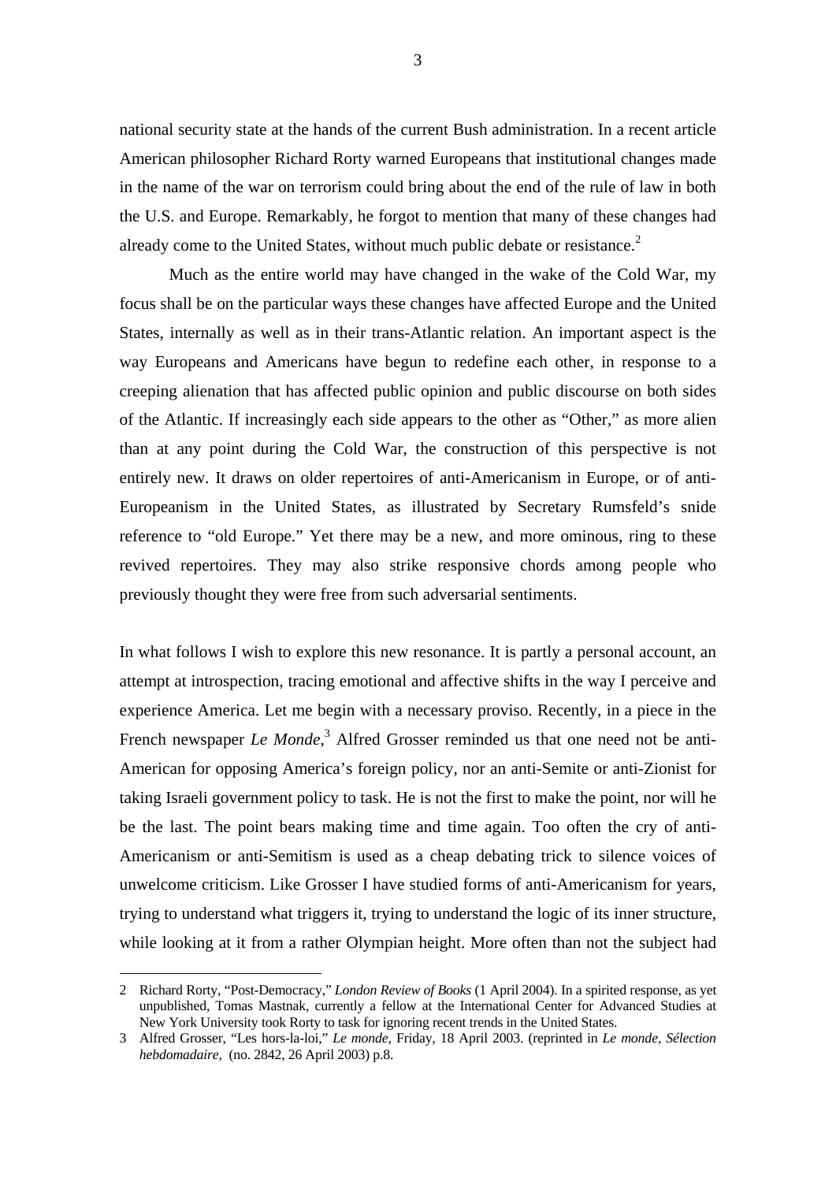national security state at the hands of the current Bush administration. In a recent article American philosopher Richard Rorty warned Europeans that institutional changes made in the name of the war on terrorism could bring about the end of the rule of law in both the U.S. and Europe. Remarkably, he forgot to mention that many of these changes had already come to the United States, without much public debate or resistance.[2]

Much as the entire world may have changed in the wake of the Cold War, my focus shall be on the particular ways these changes have affected Europe and the United States, internally as well as in their trans-Atlantic relation. An important aspect is the way Europeans and Americans have begun to redefine each other, in response to a creeping alienation that has affected public opinion and public discourse on both sides of the Atlantic. If increasingly each side appears to the other as "Other," as more alien than at any point during the Cold War, the construction of this perspective is not entirely new. It draws on older repertoires of anti-Americanism in Europe, or of anti-Europeanism in the United States, as illustrated by Secretary Rumsfeld's snide reference to "old Europe." Yet there may be a new, and more ominous, ring to these revived repertoires. They may also strike responsive chords among people who previously thought they were free from such adversarial sentiments.

In what follows I wish to explore this new resonance. It is partly a personal account, an attempt at introspection, tracing emotional and affective shifts in the way I perceive and experience America. Let me begin with a necessary proviso. Recently, in a piece in the French newspaper *Le Monde*,[3] Alfred Grosser reminded us that one need not be anti-American for opposing America's foreign policy, nor an anti-Semite or anti-Zionist for taking Israeli government policy to task. He is not the first to make the point, nor will he be the last. The point bears making time and time again. Too often the cry of anti-Americanism or anti-Semitism is used as a cheap debating trick to silence voices of unwelcome criticism. Like Grosser I have studied forms of anti-Americanism for years, trying to understand what triggers it, trying to understand the logic of its inner structure, while looking at it from a rather Olympian height. More often than not the subject had

---

2 Richard Rorty, "Post-Democracy," *London Review of Books* (1 April 2004). In a spirited response, as yet unpublished, Tomas Mastnak, currently a fellow at the International Center for Advanced Studies at New York University took Rorty to task for ignoring recent trends in the United States.

3 Alfred Grosser, "Les hors-la-loi," *Le monde,* Friday, 18 April 2003. (reprinted in *Le monde, Sélection hebdomadaire,* (no. 2842, 26 April 2003) p.8.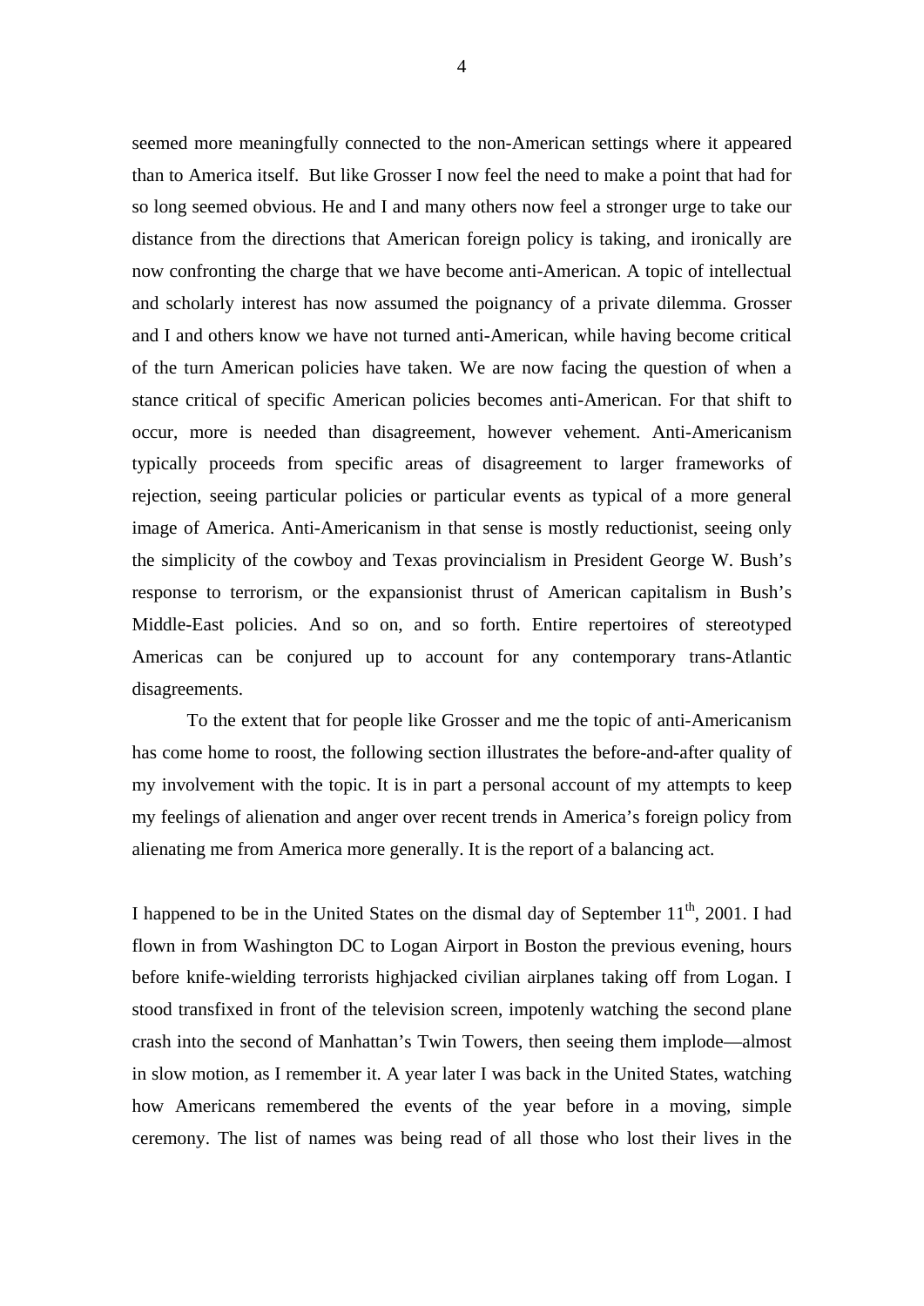seemed more meaningfully connected to the non-American settings where it appeared than to America itself. But like Grosser I now feel the need to make a point that had for so long seemed obvious. He and I and many others now feel a stronger urge to take our distance from the directions that American foreign policy is taking, and ironically are now confronting the charge that we have become anti-American. A topic of intellectual and scholarly interest has now assumed the poignancy of a private dilemma. Grosser and I and others know we have not turned anti-American, while having become critical of the turn American policies have taken. We are now facing the question of when a stance critical of specific American policies becomes anti-American. For that shift to occur, more is needed than disagreement, however vehement. Anti-Americanism typically proceeds from specific areas of disagreement to larger frameworks of rejection, seeing particular policies or particular events as typical of a more general image of America. Anti-Americanism in that sense is mostly reductionist, seeing only the simplicity of the cowboy and Texas provincialism in President George W. Bush's response to terrorism, or the expansionist thrust of American capitalism in Bush's Middle-East policies. And so on, and so forth. Entire repertoires of stereotyped Americas can be conjured up to account for any contemporary trans-Atlantic disagreements.

To the extent that for people like Grosser and me the topic of anti-Americanism has come home to roost, the following section illustrates the before-and-after quality of my involvement with the topic. It is in part a personal account of my attempts to keep my feelings of alienation and anger over recent trends in America's foreign policy from alienating me from America more generally. It is the report of a balancing act.

I happened to be in the United States on the dismal day of September 11th, 2001. I had flown in from Washington DC to Logan Airport in Boston the previous evening, hours before knife-wielding terrorists highjacked civilian airplanes taking off from Logan. I stood transfixed in front of the television screen, impotently watching the second plane crash into the second of Manhattan's Twin Towers, then seeing them implode—almost in slow motion, as I remember it. A year later I was back in the United States, watching how Americans remembered the events of the year before in a moving, simple ceremony. The list of names was being read of all those who lost their lives in the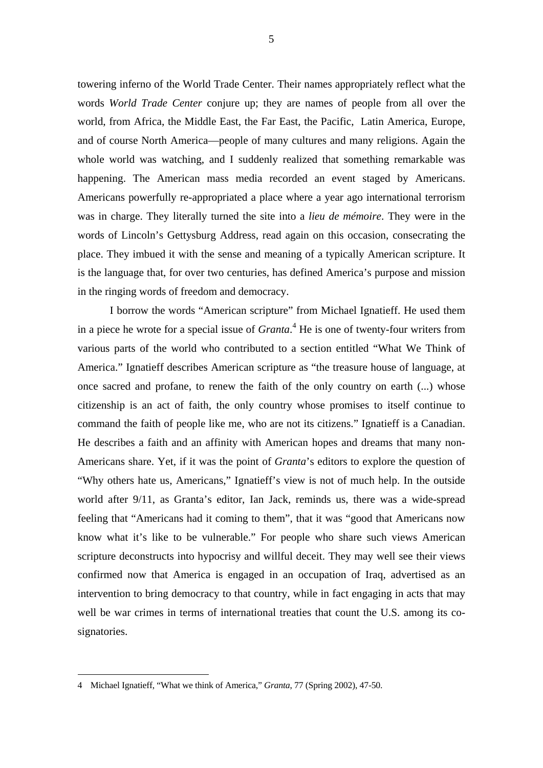towering inferno of the World Trade Center. Their names appropriately reflect what the words *World Trade Center* conjure up; they are names of people from all over the world, from Africa, the Middle East, the Far East, the Pacific, Latin America, Europe, and of course North America—people of many cultures and many religions. Again the whole world was watching, and I suddenly realized that something remarkable was happening. The American mass media recorded an event staged by Americans. Americans powerfully re-appropriated a place where a year ago international terrorism was in charge. They literally turned the site into a *lieu de mémoire*. They were in the words of Lincoln's Gettysburg Address, read again on this occasion, consecrating the place. They imbued it with the sense and meaning of a typically American scripture. It is the language that, for over two centuries, has defined America's purpose and mission in the ringing words of freedom and democracy.

I borrow the words "American scripture" from Michael Ignatieff. He used them in a piece he wrote for a special issue of *Granta*.[4] He is one of twenty-four writers from various parts of the world who contributed to a section entitled "What We Think of America." Ignatieff describes American scripture as "the treasure house of language, at once sacred and profane, to renew the faith of the only country on earth (...) whose citizenship is an act of faith, the only country whose promises to itself continue to command the faith of people like me, who are not its citizens." Ignatieff is a Canadian. He describes a faith and an affinity with American hopes and dreams that many non-Americans share. Yet, if it was the point of *Granta*'s editors to explore the question of "Why others hate us, Americans," Ignatieff's view is not of much help. In the outside world after 9/11, as Granta's editor, Ian Jack, reminds us, there was a wide-spread feeling that "Americans had it coming to them", that it was "good that Americans now know what it's like to be vulnerable." For people who share such views American scripture deconstructs into hypocrisy and willful deceit. They may well see their views confirmed now that America is engaged in an occupation of Iraq, advertised as an intervention to bring democracy to that country, while in fact engaging in acts that may well be war crimes in terms of international treaties that count the U.S. among its co-signatories.

---

4 Michael Ignatieff, "What we think of America," *Granta*, 77 (Spring 2002), 47-50.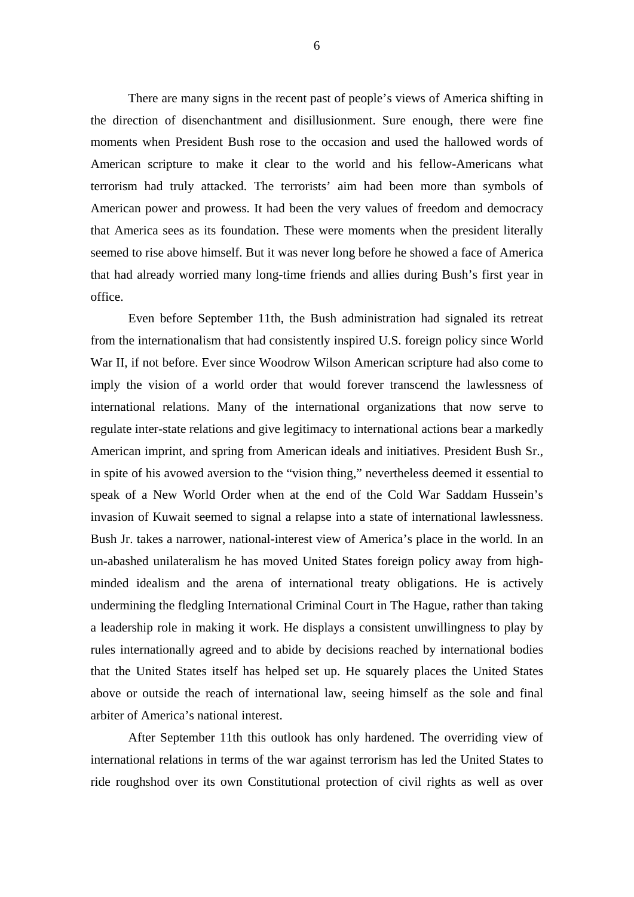There are many signs in the recent past of people's views of America shifting in the direction of disenchantment and disillusionment. Sure enough, there were fine moments when President Bush rose to the occasion and used the hallowed words of American scripture to make it clear to the world and his fellow-Americans what terrorism had truly attacked. The terrorists' aim had been more than symbols of American power and prowess. It had been the very values of freedom and democracy that America sees as its foundation. These were moments when the president literally seemed to rise above himself. But it was never long before he showed a face of America that had already worried many long-time friends and allies during Bush's first year in office.

Even before September 11th, the Bush administration had signaled its retreat from the internationalism that had consistently inspired U.S. foreign policy since World War II, if not before. Ever since Woodrow Wilson American scripture had also come to imply the vision of a world order that would forever transcend the lawlessness of international relations. Many of the international organizations that now serve to regulate inter-state relations and give legitimacy to international actions bear a markedly American imprint, and spring from American ideals and initiatives. President Bush Sr., in spite of his avowed aversion to the "vision thing," nevertheless deemed it essential to speak of a New World Order when at the end of the Cold War Saddam Hussein's invasion of Kuwait seemed to signal a relapse into a state of international lawlessness. Bush Jr. takes a narrower, national-interest view of America's place in the world. In an un-abashed unilateralism he has moved United States foreign policy away from high-minded idealism and the arena of international treaty obligations. He is actively undermining the fledgling International Criminal Court in The Hague, rather than taking a leadership role in making it work. He displays a consistent unwillingness to play by rules internationally agreed and to abide by decisions reached by international bodies that the United States itself has helped set up. He squarely places the United States above or outside the reach of international law, seeing himself as the sole and final arbiter of America's national interest.

After September 11th this outlook has only hardened. The overriding view of international relations in terms of the war against terrorism has led the United States to ride roughshod over its own Constitutional protection of civil rights as well as over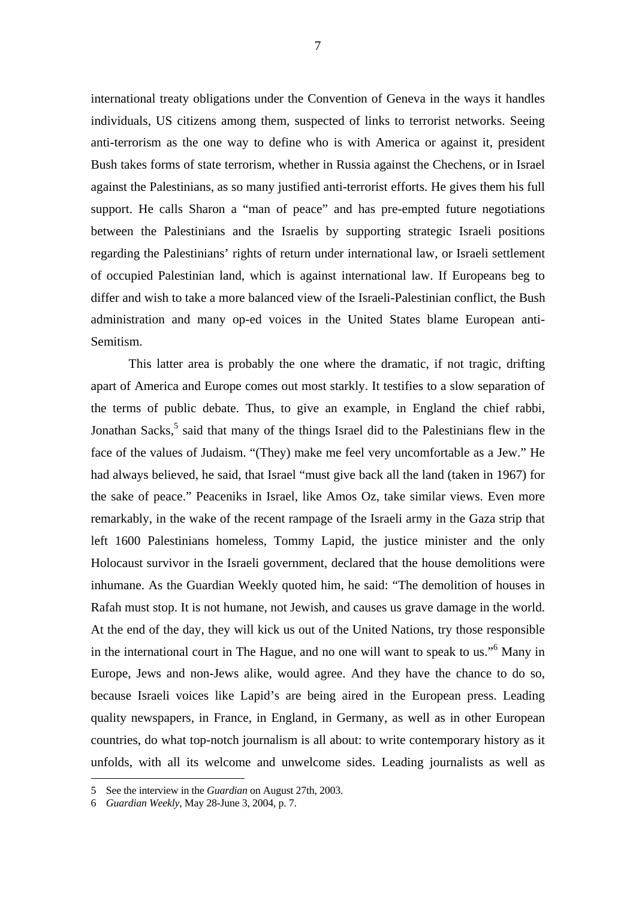international treaty obligations under the Convention of Geneva in the ways it handles individuals, US citizens among them, suspected of links to terrorist networks. Seeing anti-terrorism as the one way to define who is with America or against it, president Bush takes forms of state terrorism, whether in Russia against the Chechens, or in Israel against the Palestinians, as so many justified anti-terrorist efforts. He gives them his full support. He calls Sharon a "man of peace" and has pre-empted future negotiations between the Palestinians and the Israelis by supporting strategic Israeli positions regarding the Palestinians' rights of return under international law, or Israeli settlement of occupied Palestinian land, which is against international law. If Europeans beg to differ and wish to take a more balanced view of the Israeli-Palestinian conflict, the Bush administration and many op-ed voices in the United States blame European anti-Semitism.

This latter area is probably the one where the dramatic, if not tragic, drifting apart of America and Europe comes out most starkly. It testifies to a slow separation of the terms of public debate. Thus, to give an example, in England the chief rabbi, Jonathan Sacks,[5] said that many of the things Israel did to the Palestinians flew in the face of the values of Judaism. "(They) make me feel very uncomfortable as a Jew." He had always believed, he said, that Israel "must give back all the land (taken in 1967) for the sake of peace." Peaceniks in Israel, like Amos Oz, take similar views. Even more remarkably, in the wake of the recent rampage of the Israeli army in the Gaza strip that left 1600 Palestinians homeless, Tommy Lapid, the justice minister and the only Holocaust survivor in the Israeli government, declared that the house demolitions were inhumane. As the Guardian Weekly quoted him, he said: "The demolition of houses in Rafah must stop. It is not humane, not Jewish, and causes us grave damage in the world. At the end of the day, they will kick us out of the United Nations, try those responsible in the international court in The Hague, and no one will want to speak to us."[6] Many in Europe, Jews and non-Jews alike, would agree. And they have the chance to do so, because Israeli voices like Lapid's are being aired in the European press. Leading quality newspapers, in France, in England, in Germany, as well as in other European countries, do what top-notch journalism is all about: to write contemporary history as it unfolds, with all its welcome and unwelcome sides. Leading journalists as well as

5 See the interview in the *Guardian* on August 27th, 2003.

6 *Guardian Weekly*, May 28-June 3, 2004, p. 7.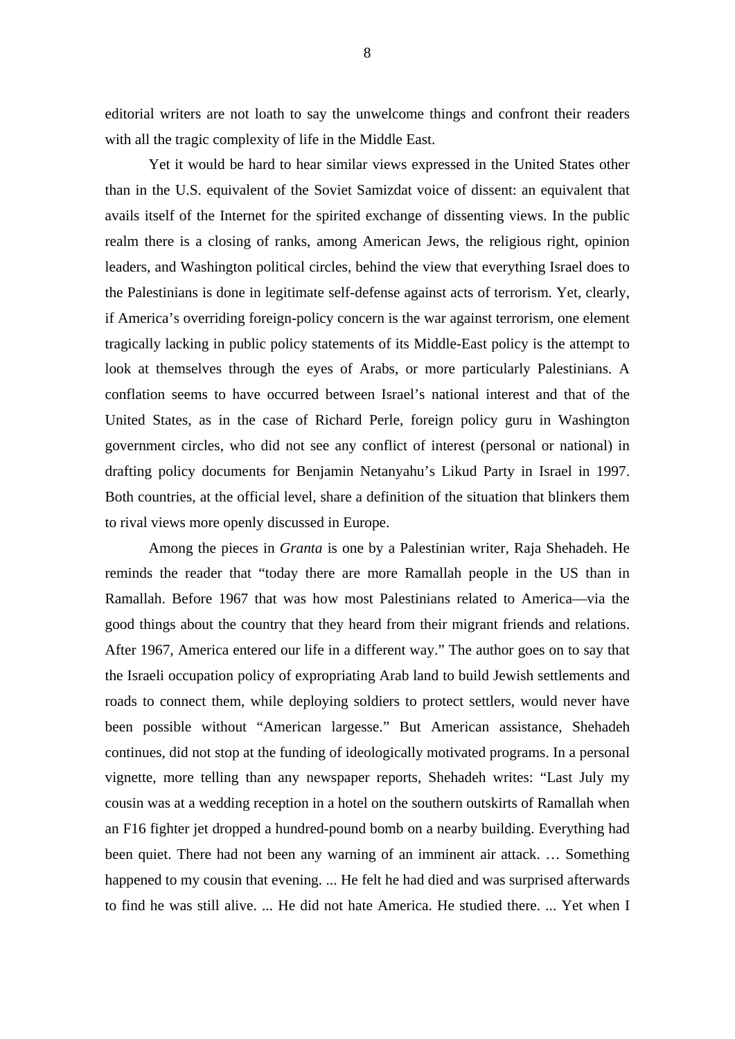editorial writers are not loath to say the unwelcome things and confront their readers with all the tragic complexity of life in the Middle East.

Yet it would be hard to hear similar views expressed in the United States other than in the U.S. equivalent of the Soviet Samizdat voice of dissent: an equivalent that avails itself of the Internet for the spirited exchange of dissenting views. In the public realm there is a closing of ranks, among American Jews, the religious right, opinion leaders, and Washington political circles, behind the view that everything Israel does to the Palestinians is done in legitimate self-defense against acts of terrorism. Yet, clearly, if America's overriding foreign-policy concern is the war against terrorism, one element tragically lacking in public policy statements of its Middle-East policy is the attempt to look at themselves through the eyes of Arabs, or more particularly Palestinians. A conflation seems to have occurred between Israel's national interest and that of the United States, as in the case of Richard Perle, foreign policy guru in Washington government circles, who did not see any conflict of interest (personal or national) in drafting policy documents for Benjamin Netanyahu's Likud Party in Israel in 1997. Both countries, at the official level, share a definition of the situation that blinkers them to rival views more openly discussed in Europe.

Among the pieces in *Granta* is one by a Palestinian writer, Raja Shehadeh. He reminds the reader that "today there are more Ramallah people in the US than in Ramallah. Before 1967 that was how most Palestinians related to America—via the good things about the country that they heard from their migrant friends and relations. After 1967, America entered our life in a different way." The author goes on to say that the Israeli occupation policy of expropriating Arab land to build Jewish settlements and roads to connect them, while deploying soldiers to protect settlers, would never have been possible without "American largesse." But American assistance, Shehadeh continues, did not stop at the funding of ideologically motivated programs. In a personal vignette, more telling than any newspaper reports, Shehadeh writes: "Last July my cousin was at a wedding reception in a hotel on the southern outskirts of Ramallah when an F16 fighter jet dropped a hundred-pound bomb on a nearby building. Everything had been quiet. There had not been any warning of an imminent air attack. … Something happened to my cousin that evening. ... He felt he had died and was surprised afterwards to find he was still alive. ... He did not hate America. He studied there. ... Yet when I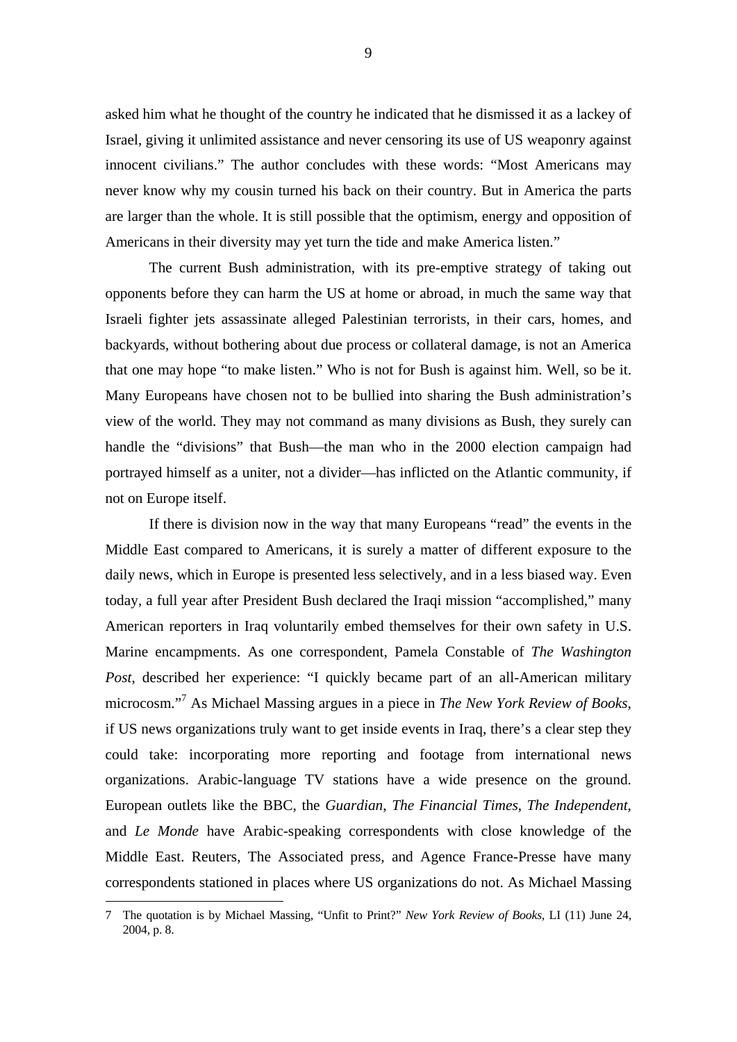asked him what he thought of the country he indicated that he dismissed it as a lackey of Israel, giving it unlimited assistance and never censoring its use of US weaponry against innocent civilians." The author concludes with these words: "Most Americans may never know why my cousin turned his back on their country. But in America the parts are larger than the whole. It is still possible that the optimism, energy and opposition of Americans in their diversity may yet turn the tide and make America listen."

The current Bush administration, with its pre-emptive strategy of taking out opponents before they can harm the US at home or abroad, in much the same way that Israeli fighter jets assassinate alleged Palestinian terrorists, in their cars, homes, and backyards, without bothering about due process or collateral damage, is not an America that one may hope "to make listen." Who is not for Bush is against him. Well, so be it. Many Europeans have chosen not to be bullied into sharing the Bush administration's view of the world. They may not command as many divisions as Bush, they surely can handle the "divisions" that Bush—the man who in the 2000 election campaign had portrayed himself as a uniter, not a divider—has inflicted on the Atlantic community, if not on Europe itself.

If there is division now in the way that many Europeans "read" the events in the Middle East compared to Americans, it is surely a matter of different exposure to the daily news, which in Europe is presented less selectively, and in a less biased way. Even today, a full year after President Bush declared the Iraqi mission "accomplished," many American reporters in Iraq voluntarily embed themselves for their own safety in U.S. Marine encampments. As one correspondent, Pamela Constable of *The Washington Post*, described her experience: "I quickly became part of an all-American military microcosm."[7] As Michael Massing argues in a piece in *The New York Review of Books*, if US news organizations truly want to get inside events in Iraq, there's a clear step they could take: incorporating more reporting and footage from international news organizations. Arabic-language TV stations have a wide presence on the ground. European outlets like the BBC, the *Guardian*, *The Financial Times*, *The Independent*, and *Le Monde* have Arabic-speaking correspondents with close knowledge of the Middle East. Reuters, The Associated press, and Agence France-Presse have many correspondents stationed in places where US organizations do not. As Michael Massing

7 The quotation is by Michael Massing, "Unfit to Print?" *New York Review of Books*, LI (11) June 24, 2004, p. 8.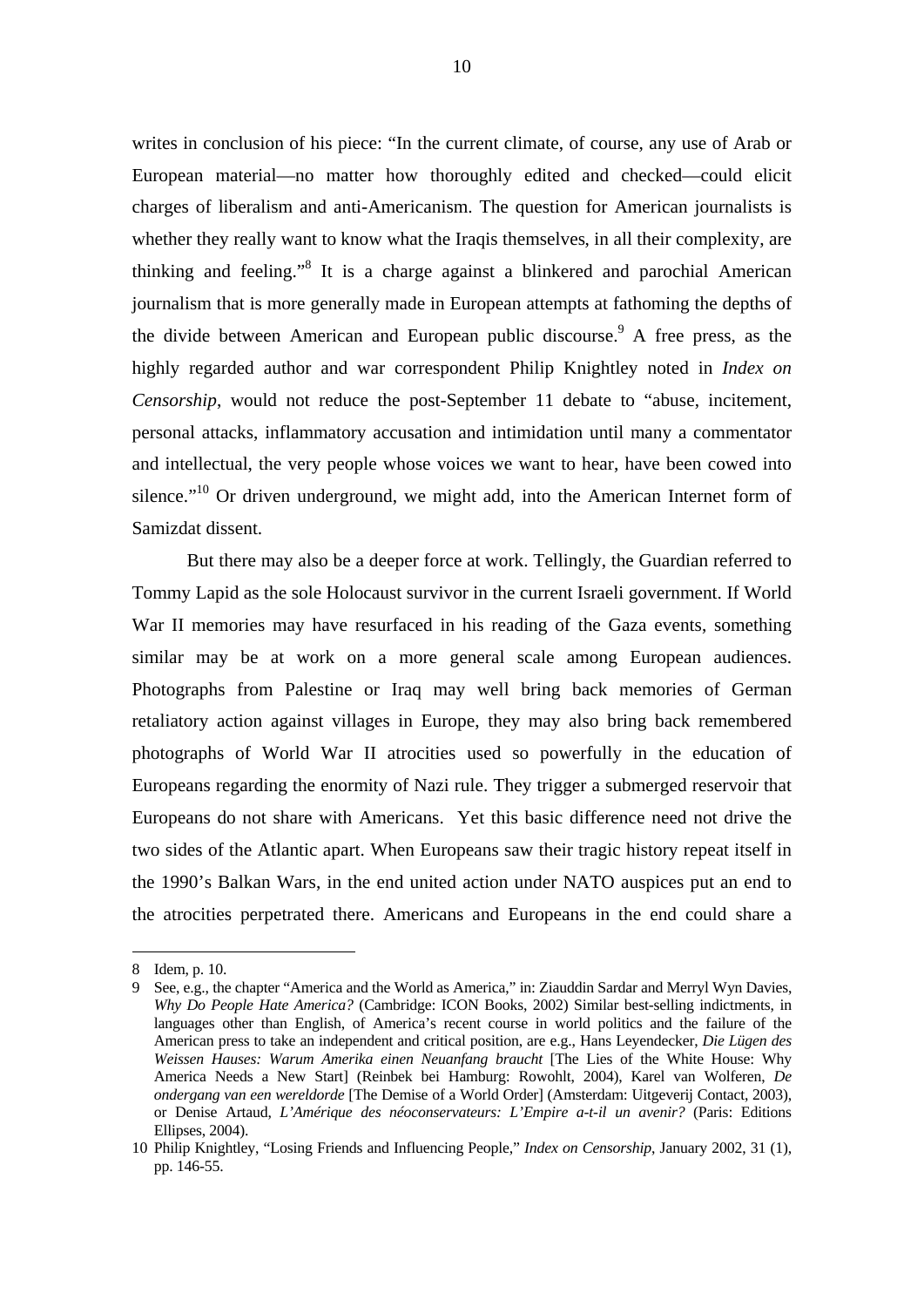writes in conclusion of his piece: "In the current climate, of course, any use of Arab or European material—no matter how thoroughly edited and checked—could elicit charges of liberalism and anti-Americanism. The question for American journalists is whether they really want to know what the Iraqis themselves, in all their complexity, are thinking and feeling."[8] It is a charge against a blinkered and parochial American journalism that is more generally made in European attempts at fathoming the depths of the divide between American and European public discourse.[9] A free press, as the highly regarded author and war correspondent Philip Knightley noted in *Index on Censorship*, would not reduce the post-September 11 debate to "abuse, incitement, personal attacks, inflammatory accusation and intimidation until many a commentator and intellectual, the very people whose voices we want to hear, have been cowed into silence."[10] Or driven underground, we might add, into the American Internet form of Samizdat dissent.

But there may also be a deeper force at work. Tellingly, the Guardian referred to Tommy Lapid as the sole Holocaust survivor in the current Israeli government. If World War II memories may have resurfaced in his reading of the Gaza events, something similar may be at work on a more general scale among European audiences. Photographs from Palestine or Iraq may well bring back memories of German retaliatory action against villages in Europe, they may also bring back remembered photographs of World War II atrocities used so powerfully in the education of Europeans regarding the enormity of Nazi rule. They trigger a submerged reservoir that Europeans do not share with Americans. Yet this basic difference need not drive the two sides of the Atlantic apart. When Europeans saw their tragic history repeat itself in the 1990's Balkan Wars, in the end united action under NATO auspices put an end to the atrocities perpetrated there. Americans and Europeans in the end could share a

---

8 Idem, p. 10.

9 See, e.g., the chapter "America and the World as America," in: Ziauddin Sardar and Merryl Wyn Davies, *Why Do People Hate America?* (Cambridge: ICON Books, 2002) Similar best-selling indictments, in languages other than English, of America's recent course in world politics and the failure of the American press to take an independent and critical position, are e.g., Hans Leyendecker, *Die Lügen des Weissen Hauses: Warum Amerika einen Neuanfang braucht* [The Lies of the White House: Why America Needs a New Start] (Reinbek bei Hamburg: Rowohlt, 2004), Karel van Wolferen, *De ondergang van een wereldorde* [The Demise of a World Order] (Amsterdam: Uitgeverij Contact, 2003), or Denise Artaud, *L'Amérique des néoconservateurs: L'Empire a-t-il un avenir?* (Paris: Editions Ellipses, 2004).

10 Philip Knightley, "Losing Friends and Influencing People," *Index on Censorship*, January 2002, 31 (1), pp. 146-55.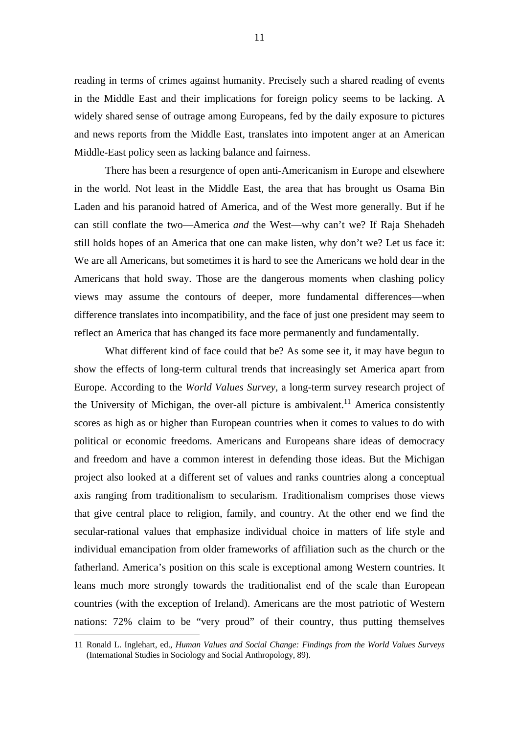reading in terms of crimes against humanity. Precisely such a shared reading of events in the Middle East and their implications for foreign policy seems to be lacking. A widely shared sense of outrage among Europeans, fed by the daily exposure to pictures and news reports from the Middle East, translates into impotent anger at an American Middle-East policy seen as lacking balance and fairness.

There has been a resurgence of open anti-Americanism in Europe and elsewhere in the world. Not least in the Middle East, the area that has brought us Osama Bin Laden and his paranoid hatred of America, and of the West more generally. But if he can still conflate the two—America *and* the West—why can't we? If Raja Shehadeh still holds hopes of an America that one can make listen, why don't we? Let us face it: We are all Americans, but sometimes it is hard to see the Americans we hold dear in the Americans that hold sway. Those are the dangerous moments when clashing policy views may assume the contours of deeper, more fundamental differences—when difference translates into incompatibility, and the face of just one president may seem to reflect an America that has changed its face more permanently and fundamentally.

What different kind of face could that be? As some see it, it may have begun to show the effects of long-term cultural trends that increasingly set America apart from Europe. According to the *World Values Survey*, a long-term survey research project of the University of Michigan, the over-all picture is ambivalent.[11] America consistently scores as high as or higher than European countries when it comes to values to do with political or economic freedoms. Americans and Europeans share ideas of democracy and freedom and have a common interest in defending those ideas. But the Michigan project also looked at a different set of values and ranks countries along a conceptual axis ranging from traditionalism to secularism. Traditionalism comprises those views that give central place to religion, family, and country. At the other end we find the secular-rational values that emphasize individual choice in matters of life style and individual emancipation from older frameworks of affiliation such as the church or the fatherland. America's position on this scale is exceptional among Western countries. It leans much more strongly towards the traditionalist end of the scale than European countries (with the exception of Ireland). Americans are the most patriotic of Western nations: 72% claim to be "very proud" of their country, thus putting themselves

---

11 Ronald L. Inglehart, ed., *Human Values and Social Change: Findings from the World Values Surveys* (International Studies in Sociology and Social Anthropology, 89).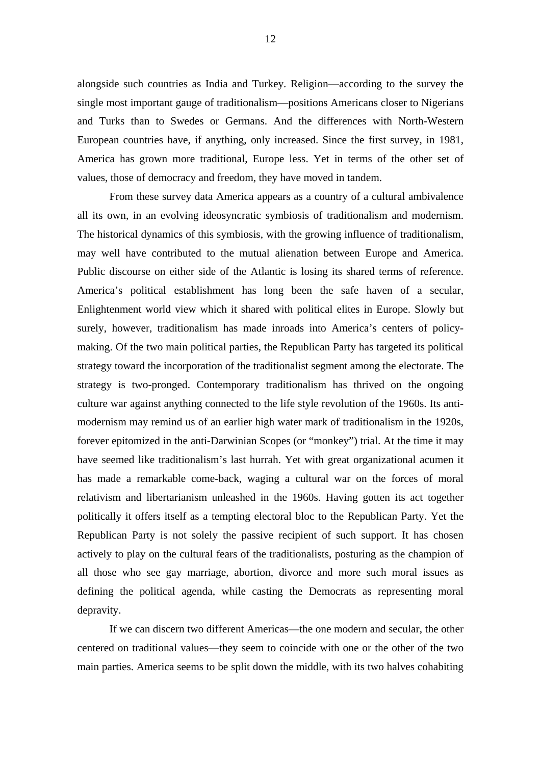alongside such countries as India and Turkey. Religion—according to the survey the single most important gauge of traditionalism—positions Americans closer to Nigerians and Turks than to Swedes or Germans. And the differences with North-Western European countries have, if anything, only increased. Since the first survey, in 1981, America has grown more traditional, Europe less. Yet in terms of the other set of values, those of democracy and freedom, they have moved in tandem.

From these survey data America appears as a country of a cultural ambivalence all its own, in an evolving ideosyncratic symbiosis of traditionalism and modernism. The historical dynamics of this symbiosis, with the growing influence of traditionalism, may well have contributed to the mutual alienation between Europe and America. Public discourse on either side of the Atlantic is losing its shared terms of reference. America's political establishment has long been the safe haven of a secular, Enlightenment world view which it shared with political elites in Europe. Slowly but surely, however, traditionalism has made inroads into America's centers of policy-making. Of the two main political parties, the Republican Party has targeted its political strategy toward the incorporation of the traditionalist segment among the electorate. The strategy is two-pronged. Contemporary traditionalism has thrived on the ongoing culture war against anything connected to the life style revolution of the 1960s. Its anti-modernism may remind us of an earlier high water mark of traditionalism in the 1920s, forever epitomized in the anti-Darwinian Scopes (or "monkey") trial. At the time it may have seemed like traditionalism's last hurrah. Yet with great organizational acumen it has made a remarkable come-back, waging a cultural war on the forces of moral relativism and libertarianism unleashed in the 1960s. Having gotten its act together politically it offers itself as a tempting electoral bloc to the Republican Party. Yet the Republican Party is not solely the passive recipient of such support. It has chosen actively to play on the cultural fears of the traditionalists, posturing as the champion of all those who see gay marriage, abortion, divorce and more such moral issues as defining the political agenda, while casting the Democrats as representing moral depravity.

If we can discern two different Americas—the one modern and secular, the other centered on traditional values—they seem to coincide with one or the other of the two main parties. America seems to be split down the middle, with its two halves cohabiting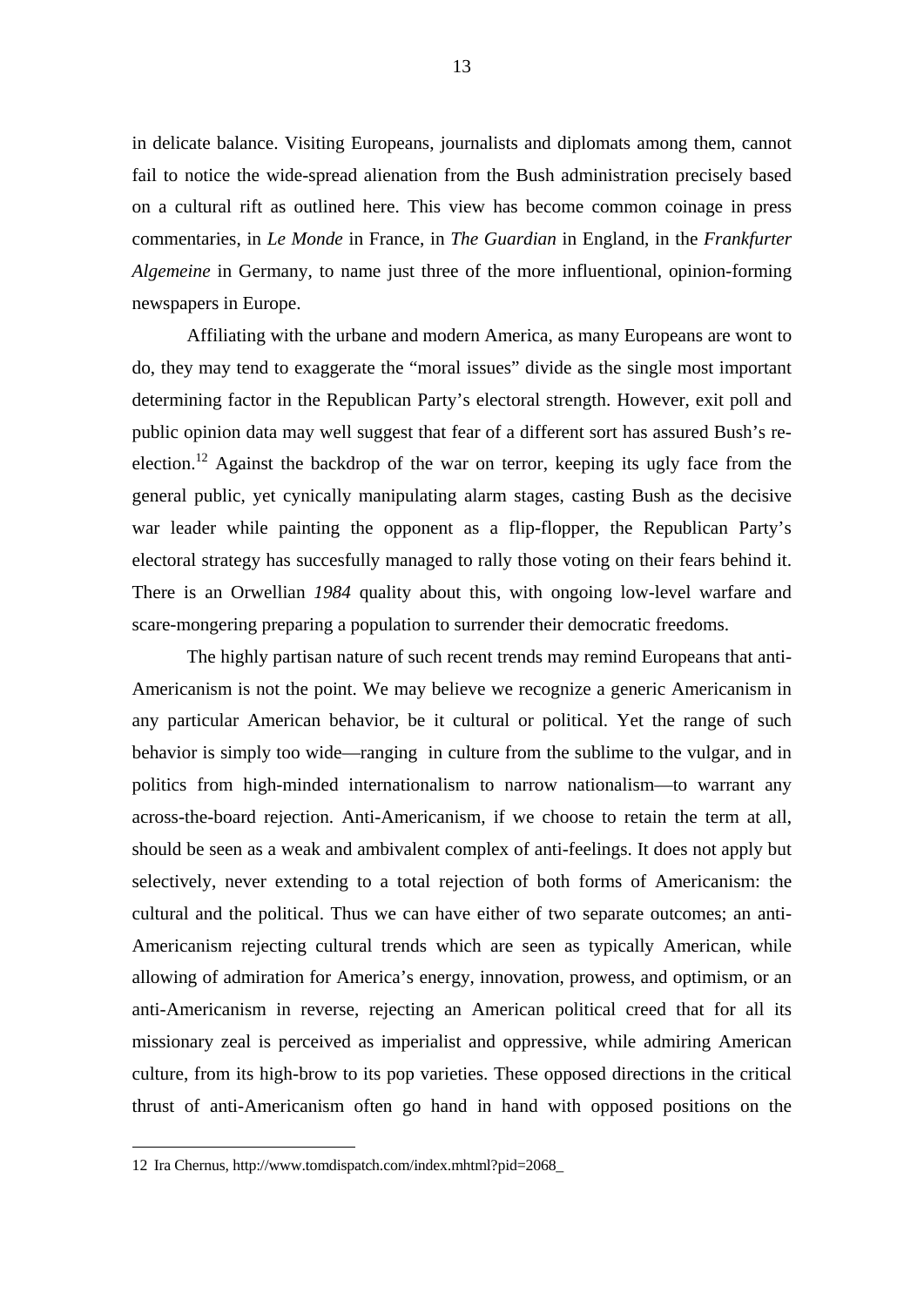in delicate balance. Visiting Europeans, journalists and diplomats among them, cannot fail to notice the wide-spread alienation from the Bush administration precisely based on a cultural rift as outlined here. This view has become common coinage in press commentaries, in *Le Monde* in France, in *The Guardian* in England, in the *Frankfurter Algemeine* in Germany, to name just three of the more influentional, opinion-forming newspapers in Europe.

Affiliating with the urbane and modern America, as many Europeans are wont to do, they may tend to exaggerate the "moral issues" divide as the single most important determining factor in the Republican Party's electoral strength. However, exit poll and public opinion data may well suggest that fear of a different sort has assured Bush's re-election.[12] Against the backdrop of the war on terror, keeping its ugly face from the general public, yet cynically manipulating alarm stages, casting Bush as the decisive war leader while painting the opponent as a flip-flopper, the Republican Party's electoral strategy has succesfully managed to rally those voting on their fears behind it. There is an Orwellian *1984* quality about this, with ongoing low-level warfare and scare-mongering preparing a population to surrender their democratic freedoms.

The highly partisan nature of such recent trends may remind Europeans that anti-Americanism is not the point. We may believe we recognize a generic Americanism in any particular American behavior, be it cultural or political. Yet the range of such behavior is simply too wide—ranging in culture from the sublime to the vulgar, and in politics from high-minded internationalism to narrow nationalism—to warrant any across-the-board rejection. Anti-Americanism, if we choose to retain the term at all, should be seen as a weak and ambivalent complex of anti-feelings. It does not apply but selectively, never extending to a total rejection of both forms of Americanism: the cultural and the political. Thus we can have either of two separate outcomes; an anti-Americanism rejecting cultural trends which are seen as typically American, while allowing of admiration for America's energy, innovation, prowess, and optimism, or an anti-Americanism in reverse, rejecting an American political creed that for all its missionary zeal is perceived as imperialist and oppressive, while admiring American culture, from its high-brow to its pop varieties. These opposed directions in the critical thrust of anti-Americanism often go hand in hand with opposed positions on the

12 Ira Chernus, http://www.tomdispatch.com/index.mhtml?pid=2068_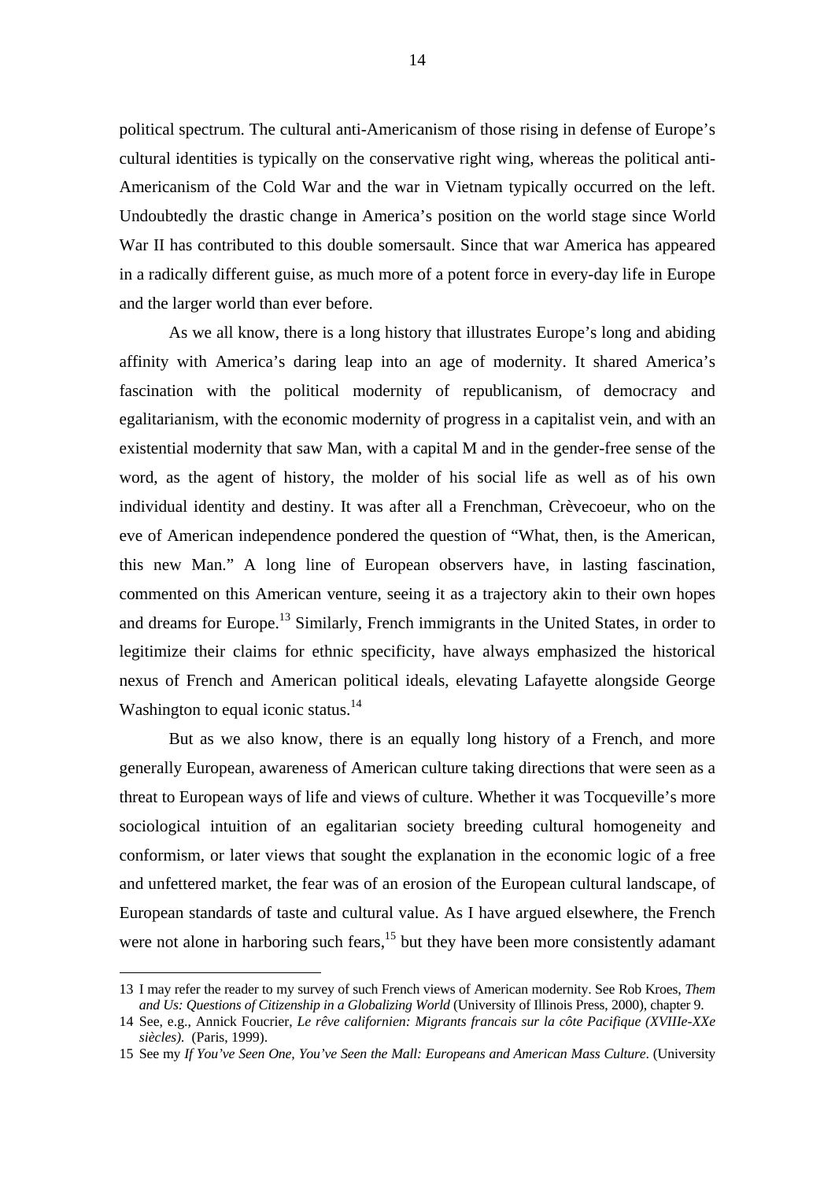political spectrum. The cultural anti-Americanism of those rising in defense of Europe's cultural identities is typically on the conservative right wing, whereas the political anti-Americanism of the Cold War and the war in Vietnam typically occurred on the left. Undoubtedly the drastic change in America's position on the world stage since World War II has contributed to this double somersault. Since that war America has appeared in a radically different guise, as much more of a potent force in every-day life in Europe and the larger world than ever before.

As we all know, there is a long history that illustrates Europe's long and abiding affinity with America's daring leap into an age of modernity. It shared America's fascination with the political modernity of republicanism, of democracy and egalitarianism, with the economic modernity of progress in a capitalist vein, and with an existential modernity that saw Man, with a capital M and in the gender-free sense of the word, as the agent of history, the molder of his social life as well as of his own individual identity and destiny. It was after all a Frenchman, Crèvecoeur, who on the eve of American independence pondered the question of "What, then, is the American, this new Man." A long line of European observers have, in lasting fascination, commented on this American venture, seeing it as a trajectory akin to their own hopes and dreams for Europe.[13] Similarly, French immigrants in the United States, in order to legitimize their claims for ethnic specificity, have always emphasized the historical nexus of French and American political ideals, elevating Lafayette alongside George Washington to equal iconic status.[14]

But as we also know, there is an equally long history of a French, and more generally European, awareness of American culture taking directions that were seen as a threat to European ways of life and views of culture. Whether it was Tocqueville's more sociological intuition of an egalitarian society breeding cultural homogeneity and conformism, or later views that sought the explanation in the economic logic of a free and unfettered market, the fear was of an erosion of the European cultural landscape, of European standards of taste and cultural value. As I have argued elsewhere, the French were not alone in harboring such fears,[15] but they have been more consistently adamant

---

13 I may refer the reader to my survey of such French views of American modernity. See Rob Kroes, *Them and Us: Questions of Citizenship in a Globalizing World* (University of Illinois Press, 2000), chapter 9.

14 See, e.g., Annick Foucrier, *Le rêve californien: Migrants francais sur la côte Pacifique (XVIIIe-XXe siècles).* (Paris, 1999).

15 See my *If You've Seen One, You've Seen the Mall: Europeans and American Mass Culture*. (University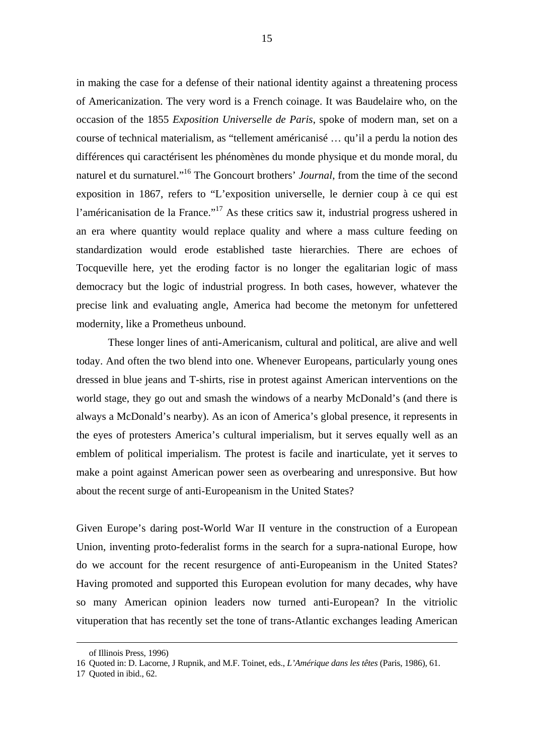in making the case for a defense of their national identity against a threatening process of Americanization. The very word is a French coinage. It was Baudelaire who, on the occasion of the 1855 *Exposition Universelle de Paris*, spoke of modern man, set on a course of technical materialism, as "tellement américanisé … qu'il a perdu la notion des différences qui caractérisent les phénomènes du monde physique et du monde moral, du naturel et du surnaturel."[16] The Goncourt brothers' *Journal*, from the time of the second exposition in 1867, refers to "L'exposition universelle, le dernier coup à ce qui est l'américanisation de la France."[17] As these critics saw it, industrial progress ushered in an era where quantity would replace quality and where a mass culture feeding on standardization would erode established taste hierarchies. There are echoes of Tocqueville here, yet the eroding factor is no longer the egalitarian logic of mass democracy but the logic of industrial progress. In both cases, however, whatever the precise link and evaluating angle, America had become the metonym for unfettered modernity, like a Prometheus unbound.

These longer lines of anti-Americanism, cultural and political, are alive and well today. And often the two blend into one. Whenever Europeans, particularly young ones dressed in blue jeans and T-shirts, rise in protest against American interventions on the world stage, they go out and smash the windows of a nearby McDonald's (and there is always a McDonald's nearby). As an icon of America's global presence, it represents in the eyes of protesters America's cultural imperialism, but it serves equally well as an emblem of political imperialism. The protest is facile and inarticulate, yet it serves to make a point against American power seen as overbearing and unresponsive. But how about the recent surge of anti-Europeanism in the United States?

Given Europe's daring post-World War II venture in the construction of a European Union, inventing proto-federalist forms in the search for a supra-national Europe, how do we account for the recent resurgence of anti-Europeanism in the United States? Having promoted and supported this European evolution for many decades, why have so many American opinion leaders now turned anti-European? In the vitriolic vituperation that has recently set the tone of trans-Atlantic exchanges leading American

---

of Illinois Press, 1996)

16 Quoted in: D. Lacorne, J Rupnik, and M.F. Toinet, eds., *L'Amérique dans les têtes* (Paris, 1986), 61.

17 Quoted in ibid., 62.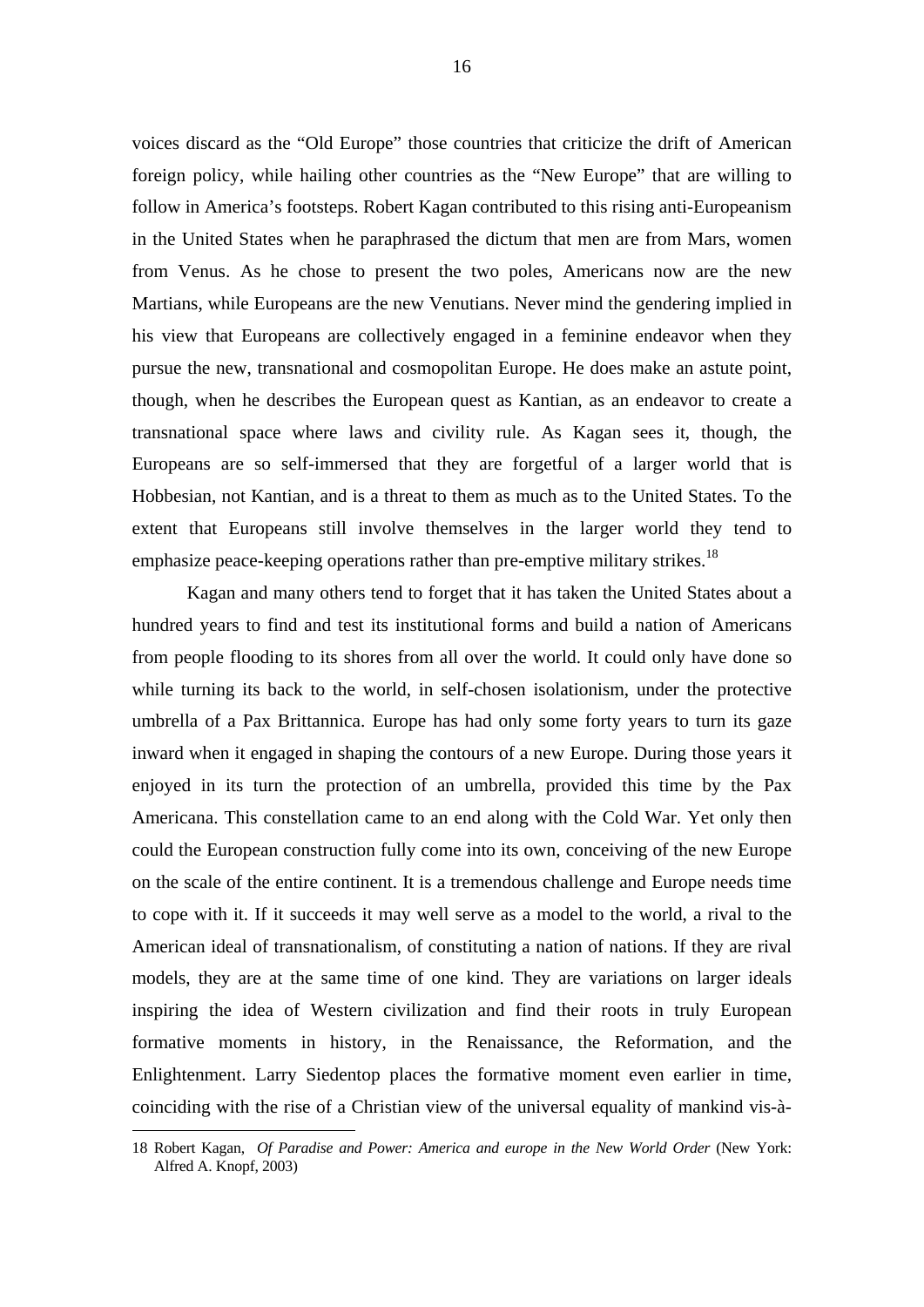voices discard as the "Old Europe" those countries that criticize the drift of American foreign policy, while hailing other countries as the "New Europe" that are willing to follow in America's footsteps. Robert Kagan contributed to this rising anti-Europeanism in the United States when he paraphrased the dictum that men are from Mars, women from Venus. As he chose to present the two poles, Americans now are the new Martians, while Europeans are the new Venutians. Never mind the gendering implied in his view that Europeans are collectively engaged in a feminine endeavor when they pursue the new, transnational and cosmopolitan Europe. He does make an astute point, though, when he describes the European quest as Kantian, as an endeavor to create a transnational space where laws and civility rule. As Kagan sees it, though, the Europeans are so self-immersed that they are forgetful of a larger world that is Hobbesian, not Kantian, and is a threat to them as much as to the United States. To the extent that Europeans still involve themselves in the larger world they tend to emphasize peace-keeping operations rather than pre-emptive military strikes.[18]

Kagan and many others tend to forget that it has taken the United States about a hundred years to find and test its institutional forms and build a nation of Americans from people flooding to its shores from all over the world. It could only have done so while turning its back to the world, in self-chosen isolationism, under the protective umbrella of a Pax Brittannica. Europe has had only some forty years to turn its gaze inward when it engaged in shaping the contours of a new Europe. During those years it enjoyed in its turn the protection of an umbrella, provided this time by the Pax Americana. This constellation came to an end along with the Cold War. Yet only then could the European construction fully come into its own, conceiving of the new Europe on the scale of the entire continent. It is a tremendous challenge and Europe needs time to cope with it. If it succeeds it may well serve as a model to the world, a rival to the American ideal of transnationalism, of constituting a nation of nations. If they are rival models, they are at the same time of one kind. They are variations on larger ideals inspiring the idea of Western civilization and find their roots in truly European formative moments in history, in the Renaissance, the Reformation, and the Enlightenment. Larry Siedentop places the formative moment even earlier in time, coinciding with the rise of a Christian view of the universal equality of mankind vis-à-

---

18 Robert Kagan, *Of Paradise and Power: America and europe in the New World Order* (New York: Alfred A. Knopf, 2003)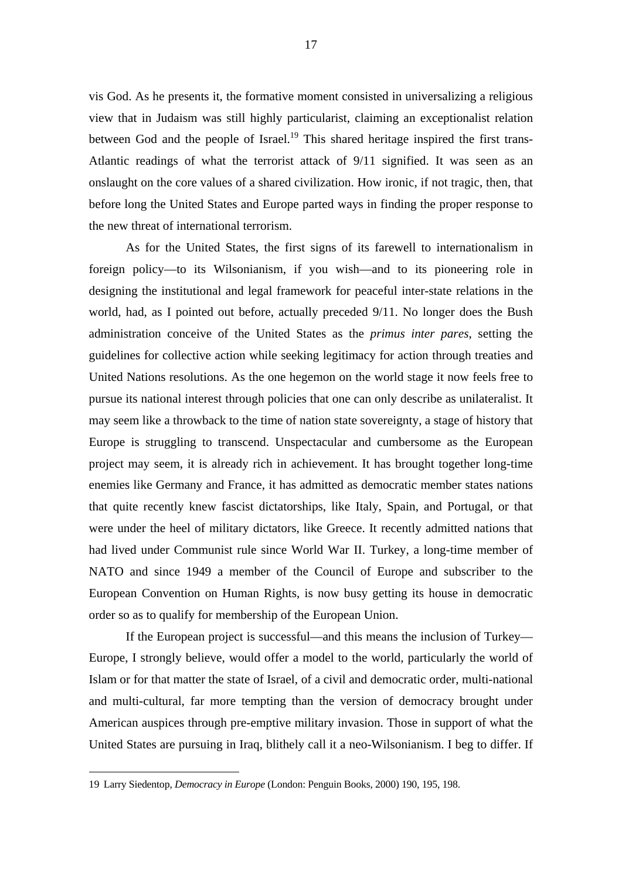vis God. As he presents it, the formative moment consisted in universalizing a religious view that in Judaism was still highly particularist, claiming an exceptionalist relation between God and the people of Israel.[19] This shared heritage inspired the first trans-Atlantic readings of what the terrorist attack of 9/11 signified. It was seen as an onslaught on the core values of a shared civilization. How ironic, if not tragic, then, that before long the United States and Europe parted ways in finding the proper response to the new threat of international terrorism.

As for the United States, the first signs of its farewell to internationalism in foreign policy—to its Wilsonianism, if you wish—and to its pioneering role in designing the institutional and legal framework for peaceful inter-state relations in the world, had, as I pointed out before, actually preceded 9/11. No longer does the Bush administration conceive of the United States as the *primus inter pares*, setting the guidelines for collective action while seeking legitimacy for action through treaties and United Nations resolutions. As the one hegemon on the world stage it now feels free to pursue its national interest through policies that one can only describe as unilateralist. It may seem like a throwback to the time of nation state sovereignty, a stage of history that Europe is struggling to transcend. Unspectacular and cumbersome as the European project may seem, it is already rich in achievement. It has brought together long-time enemies like Germany and France, it has admitted as democratic member states nations that quite recently knew fascist dictatorships, like Italy, Spain, and Portugal, or that were under the heel of military dictators, like Greece. It recently admitted nations that had lived under Communist rule since World War II. Turkey, a long-time member of NATO and since 1949 a member of the Council of Europe and subscriber to the European Convention on Human Rights, is now busy getting its house in democratic order so as to qualify for membership of the European Union.

If the European project is successful—and this means the inclusion of Turkey—Europe, I strongly believe, would offer a model to the world, particularly the world of Islam or for that matter the state of Israel, of a civil and democratic order, multi-national and multi-cultural, far more tempting than the version of democracy brought under American auspices through pre-emptive military invasion. Those in support of what the United States are pursuing in Iraq, blithely call it a neo-Wilsonianism. I beg to differ. If

19 Larry Siedentop, *Democracy in Europe* (London: Penguin Books, 2000) 190, 195, 198.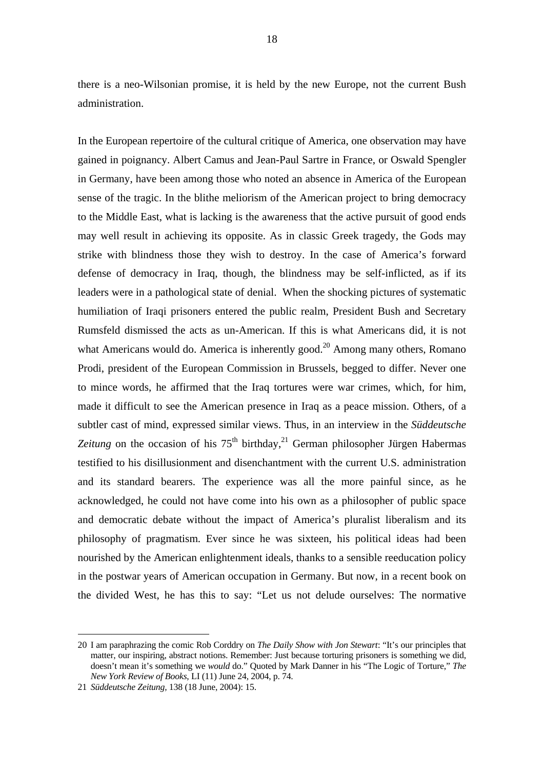there is a neo-Wilsonian promise, it is held by the new Europe, not the current Bush administration.

In the European repertoire of the cultural critique of America, one observation may have gained in poignancy. Albert Camus and Jean-Paul Sartre in France, or Oswald Spengler in Germany, have been among those who noted an absence in America of the European sense of the tragic. In the blithe meliorism of the American project to bring democracy to the Middle East, what is lacking is the awareness that the active pursuit of good ends may well result in achieving its opposite. As in classic Greek tragedy, the Gods may strike with blindness those they wish to destroy. In the case of America's forward defense of democracy in Iraq, though, the blindness may be self-inflicted, as if its leaders were in a pathological state of denial. When the shocking pictures of systematic humiliation of Iraqi prisoners entered the public realm, President Bush and Secretary Rumsfeld dismissed the acts as un-American. If this is what Americans did, it is not what Americans would do. America is inherently good.[20] Among many others, Romano Prodi, president of the European Commission in Brussels, begged to differ. Never one to mince words, he affirmed that the Iraq tortures were war crimes, which, for him, made it difficult to see the American presence in Iraq as a peace mission. Others, of a subtler cast of mind, expressed similar views. Thus, in an interview in the *Süddeutsche Zeitung* on the occasion of his 75th birthday,[21] German philosopher Jürgen Habermas testified to his disillusionment and disenchantment with the current U.S. administration and its standard bearers. The experience was all the more painful since, as he acknowledged, he could not have come into his own as a philosopher of public space and democratic debate without the impact of America's pluralist liberalism and its philosophy of pragmatism. Ever since he was sixteen, his political ideas had been nourished by the American enlightenment ideals, thanks to a sensible reeducation policy in the postwar years of American occupation in Germany. But now, in a recent book on the divided West, he has this to say: "Let us not delude ourselves: The normative

---

20 I am paraphrazing the comic Rob Corddry on *The Daily Show with Jon Stewart*: "It's our principles that matter, our inspiring, abstract notions. Remember: Just because torturing prisoners is something we did, doesn't mean it's something we *would* do." Quoted by Mark Danner in his "The Logic of Torture," *The New York Review of Books*, LI (11) June 24, 2004, p. 74.

21 *Süddeutsche Zeitung*, 138 (18 June, 2004): 15.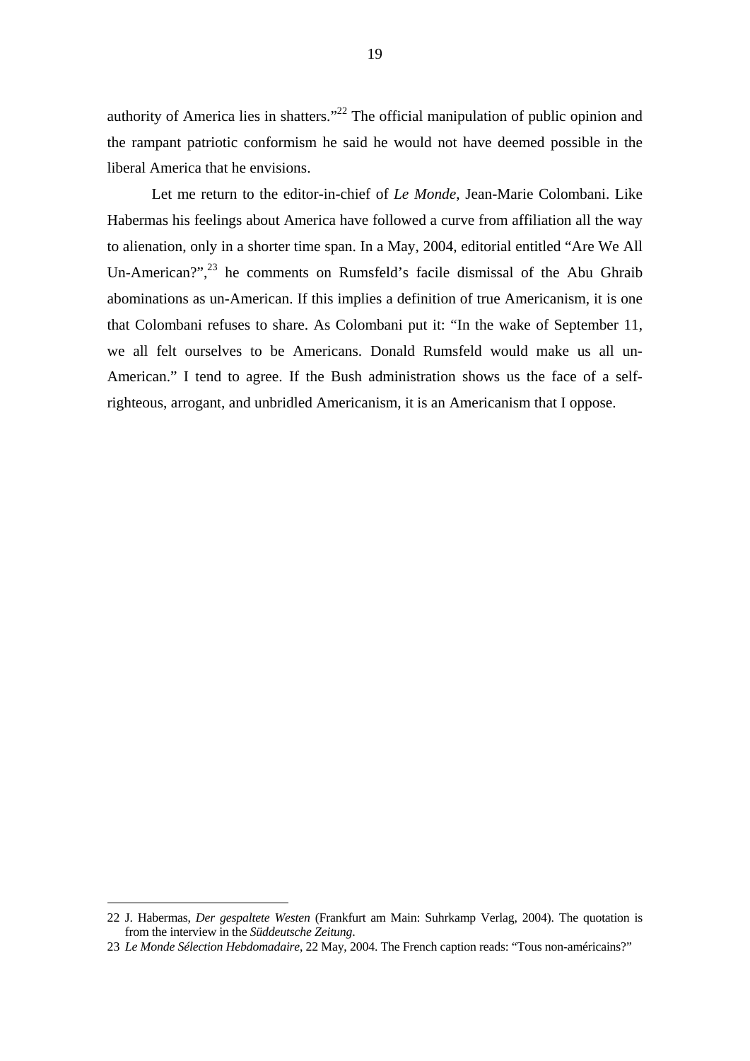authority of America lies in shatters."[22] The official manipulation of public opinion and the rampant patriotic conformism he said he would not have deemed possible in the liberal America that he envisions.

Let me return to the editor-in-chief of *Le Monde*, Jean-Marie Colombani. Like Habermas his feelings about America have followed a curve from affiliation all the way to alienation, only in a shorter time span. In a May, 2004, editorial entitled "Are We All Un-American?",[23] he comments on Rumsfeld's facile dismissal of the Abu Ghraib abominations as un-American. If this implies a definition of true Americanism, it is one that Colombani refuses to share. As Colombani put it: "In the wake of September 11, we all felt ourselves to be Americans. Donald Rumsfeld would make us all un-American." I tend to agree. If the Bush administration shows us the face of a self-righteous, arrogant, and unbridled Americanism, it is an Americanism that I oppose.

---

22 J. Habermas, *Der gespaltete Westen* (Frankfurt am Main: Suhrkamp Verlag, 2004). The quotation is from the interview in the *Süddeutsche Zeitung*.

23 *Le Monde Sélection Hebdomadaire*, 22 May, 2004. The French caption reads: "Tous non-américains?"